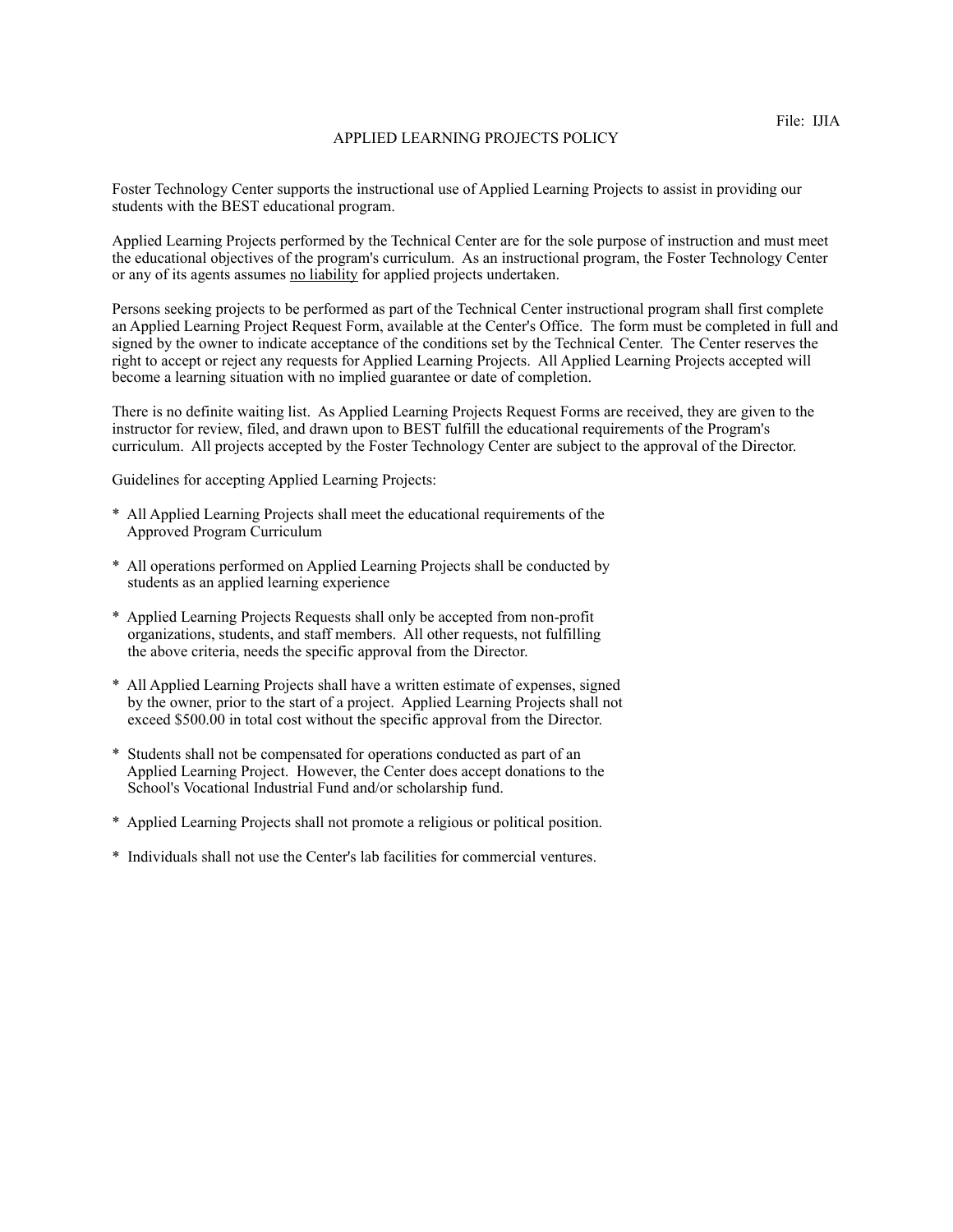File: IJIA

# APPLIED LEARNING PROJECTS POLICY

Foster Technology Center supports the instructional use of Applied Learning Projects to assist in providing our students with the BEST educational program.

Applied Learning Projects performed by the Technical Center are for the sole purpose of instruction and must meet the educational objectives of the program's curriculum. As an instructional program, the Foster Technology Center or any of its agents assumes <u>no liability</u> for applied projects undertaken.

Persons seeking projects to be performed as part of the Technical Center instructional program shall first complete an Applied Learning Project Request Form, available at the Center's Office. The form must be completed in full and signed by the owner to indicate acceptance of the conditions set by the Technical Center. The Center reserves the right to accept or reject any requests for Applied Learning Projects. All Applied Learning Projects accepted will become a learning situation with no implied guarantee or date of completion.

There is no definite waiting list. As Applied Learning Projects Request Forms are received, they are given to the instructor for review, filed, and drawn upon to BEST fulfill the educational requirements of the Program's curriculum. All projects accepted by the Foster Technology Center are subject to the approval of the Director.

Guidelines for accepting Applied Learning Projects:

* All Applied Learning Projects shall meet the educational requirements of the Approved Program Curriculum

* All operations performed on Applied Learning Projects shall be conducted by students as an applied learning experience

* Applied Learning Projects Requests shall only be accepted from non-profit organizations, students, and staff members. All other requests, not fulfilling the above criteria, needs the specific approval from the Director.

* All Applied Learning Projects shall have a written estimate of expenses, signed by the owner, prior to the start of a project. Applied Learning Projects shall not exceed $500.00 in total cost without the specific approval from the Director.

* Students shall not be compensated for operations conducted as part of an Applied Learning Project. However, the Center does accept donations to the School's Vocational Industrial Fund and/or scholarship fund.

* Applied Learning Projects shall not promote a religious or political position.

* Individuals shall not use the Center's lab facilities for commercial ventures.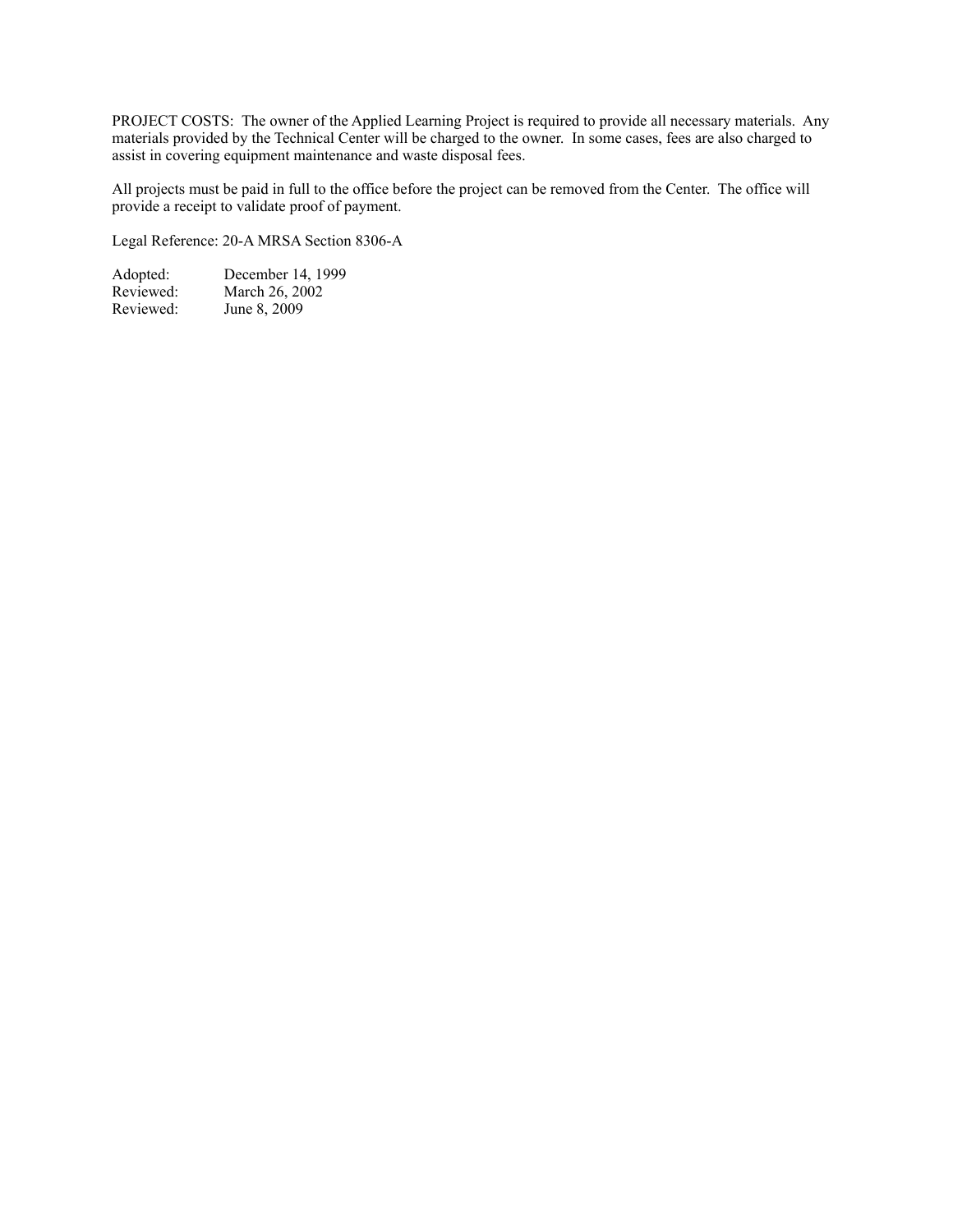PROJECT COSTS: The owner of the Applied Learning Project is required to provide all necessary materials. Any materials provided by the Technical Center will be charged to the owner. In some cases, fees are also charged to assist in covering equipment maintenance and waste disposal fees.

All projects must be paid in full to the office before the project can be removed from the Center. The office will provide a receipt to validate proof of payment.

Legal Reference: 20-A MRSA Section 8306-A

| | |
|---|---|
| Adopted: | December 14, 1999 |
| Reviewed: | March 26, 2002 |
| Reviewed: | June 8, 2009 |